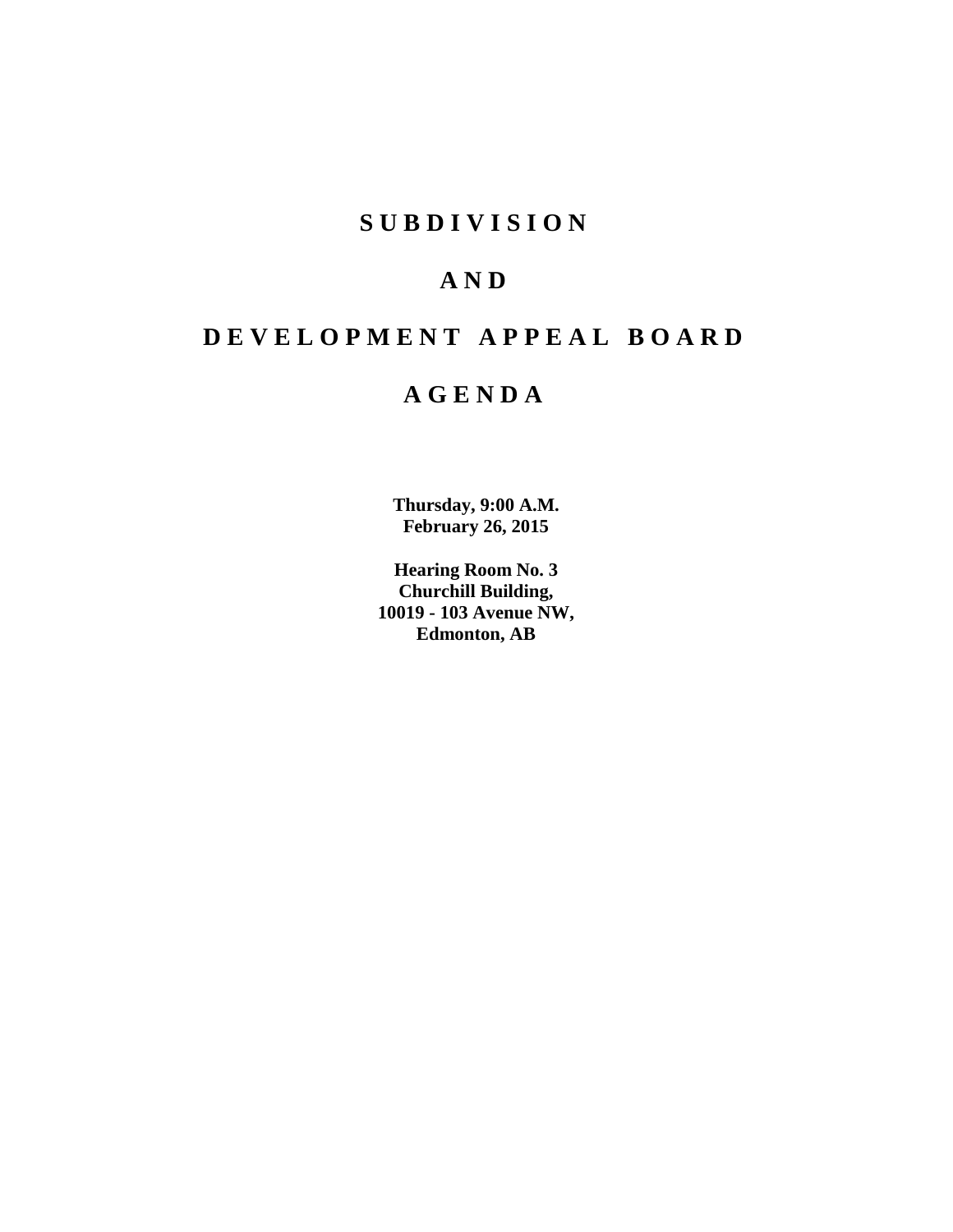# SUBDIVISION

# AND

# DEVELOPMENT APPEAL BOARD

# AGENDA

**Thursday, 9:00 A.M.**
**February 26, 2015**

**Hearing Room No. 3**
**Churchill Building,**
**10019 - 103 Avenue NW,**
**Edmonton, AB**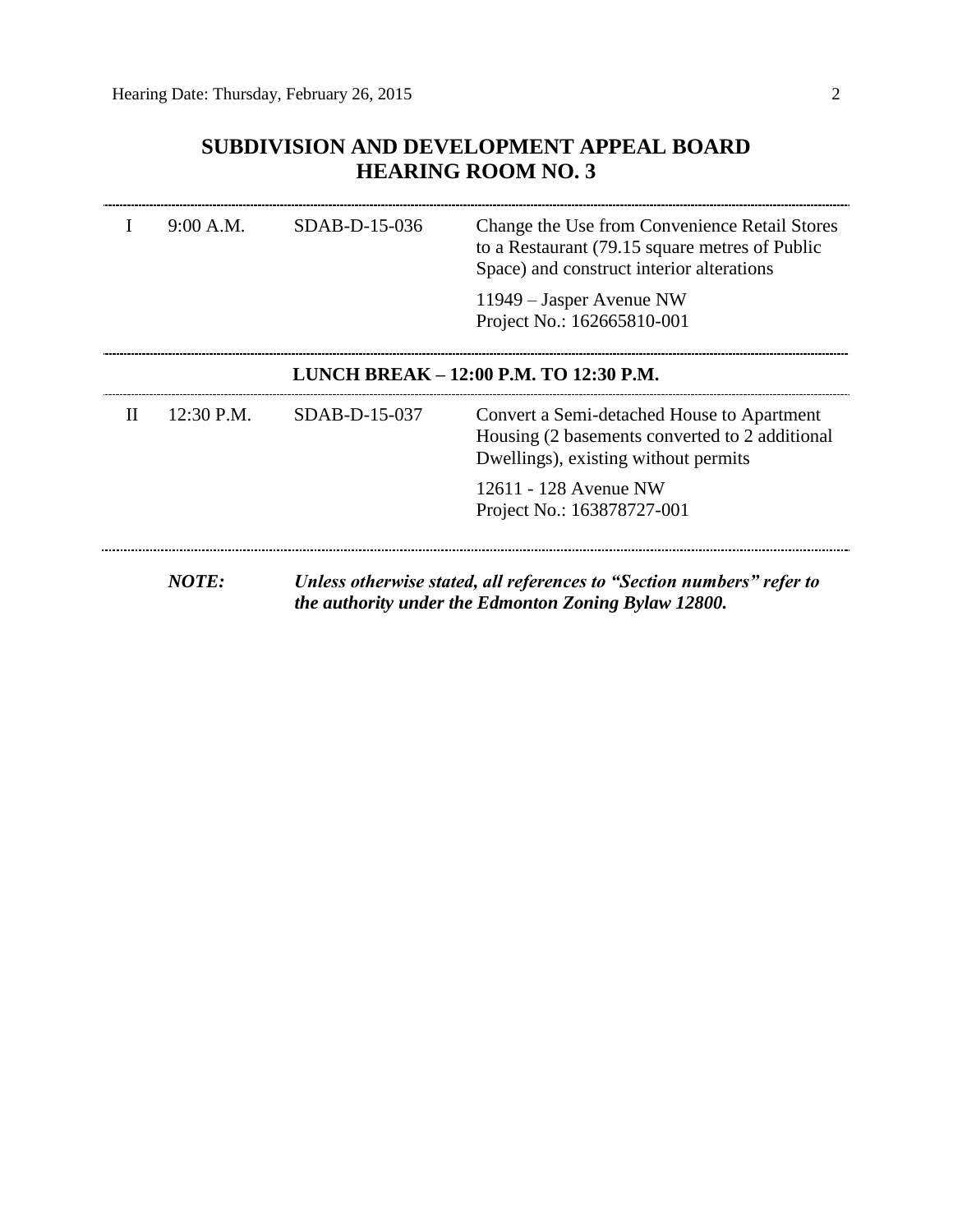# SUBDIVISION AND DEVELOPMENT APPEAL BOARD
# HEARING ROOM NO. 3

| | | | |
|---|---|---|---|
| I | 9:00 A.M. | SDAB-D-15-036 | Change the Use from Convenience Retail Stores to a Restaurant (79.15 square metres of Public Space) and construct interior alterations<br><br>11949 – Jasper Avenue NW<br>Project No.: 162665810-001 |

**LUNCH BREAK – 12:00 P.M. TO 12:30 P.M.**

| | | | |
|---|---|---|---|
| II | 12:30 P.M. | SDAB-D-15-037 | Convert a Semi-detached House to Apartment Housing (2 basements converted to 2 additional Dwellings), existing without permits<br><br>12611 - 128 Avenue NW<br>Project No.: 163878727-001 |

***NOTE:*** ***Unless otherwise stated, all references to "Section numbers" refer to the authority under the Edmonton Zoning Bylaw 12800.***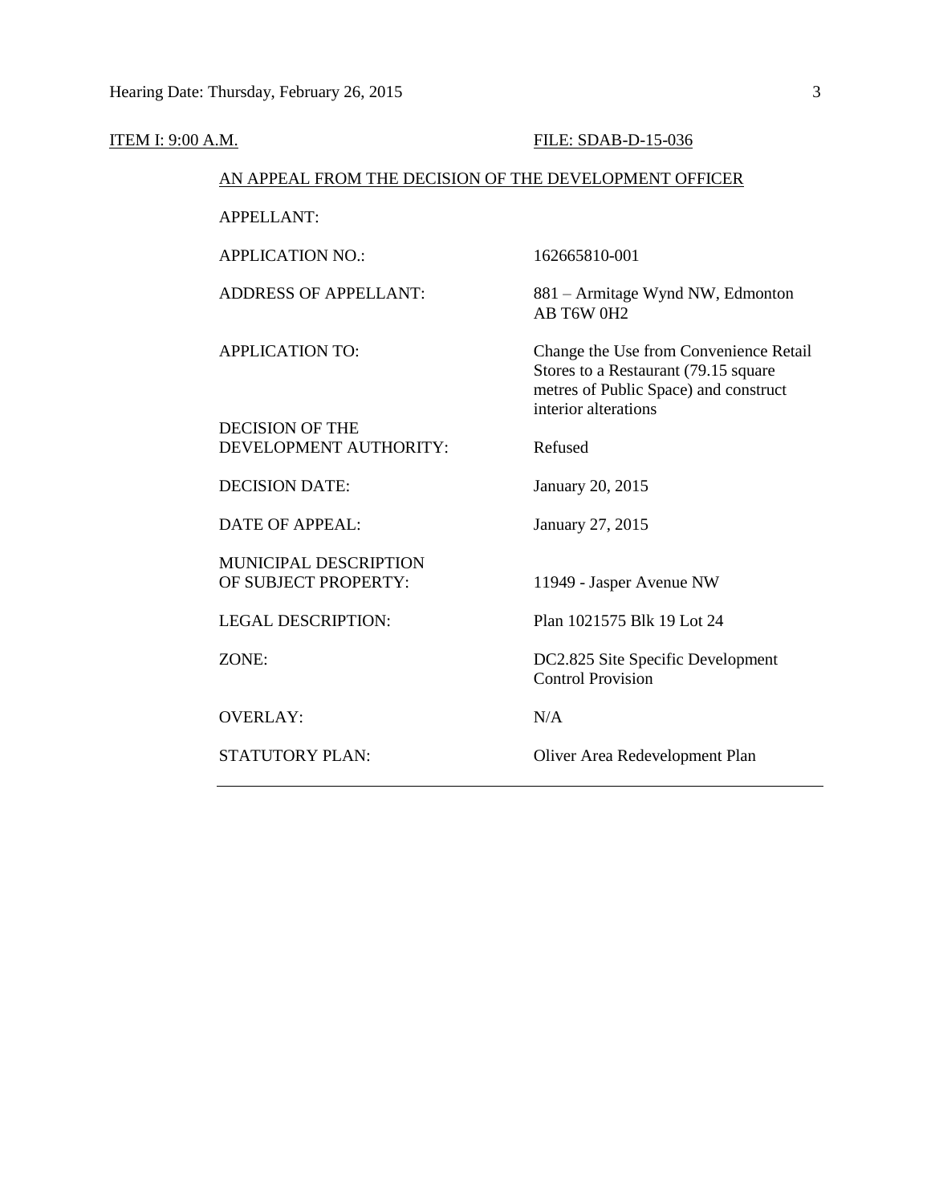ITEM I: 9:00 A.M. FILE: SDAB-D-15-036

AN APPEAL FROM THE DECISION OF THE DEVELOPMENT OFFICER

| | |
|---|---|
| APPELLANT: | |
| APPLICATION NO.: | 162665810-001 |
| ADDRESS OF APPELLANT: | 881 – Armitage Wynd NW, Edmonton AB T6W 0H2 |
| APPLICATION TO: | Change the Use from Convenience Retail Stores to a Restaurant (79.15 square metres of Public Space) and construct interior alterations |
| DECISION OF THE DEVELOPMENT AUTHORITY: | Refused |
| DECISION DATE: | January 20, 2015 |
| DATE OF APPEAL: | January 27, 2015 |
| MUNICIPAL DESCRIPTION OF SUBJECT PROPERTY: | 11949 - Jasper Avenue NW |
| LEGAL DESCRIPTION: | Plan 1021575 Blk 19 Lot 24 |
| ZONE: | DC2.825 Site Specific Development Control Provision |
| OVERLAY: | N/A |
| STATUTORY PLAN: | Oliver Area Redevelopment Plan |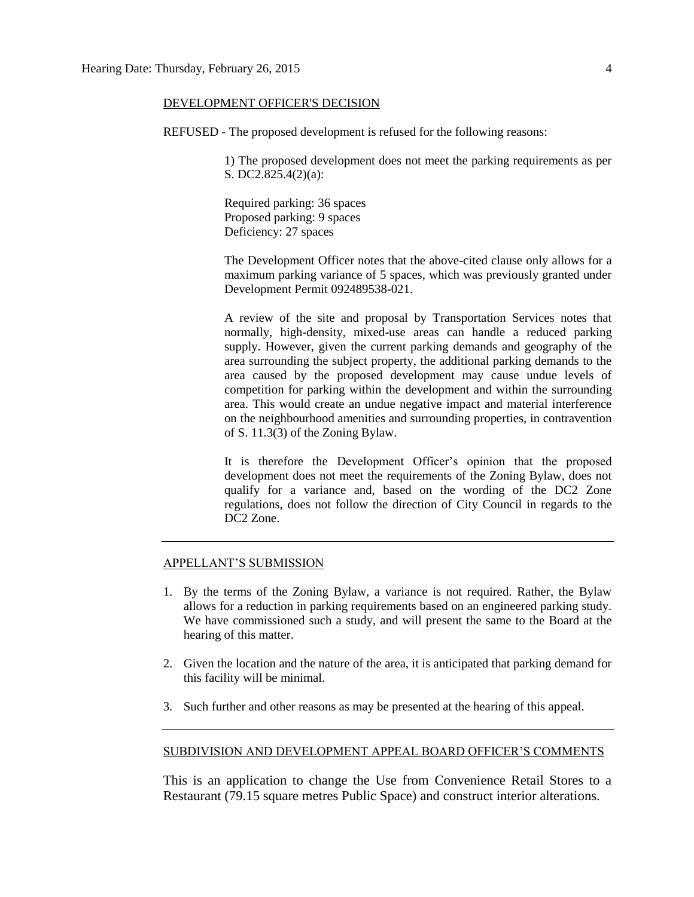DEVELOPMENT OFFICER'S DECISION

REFUSED - The proposed development is refused for the following reasons:

1) The proposed development does not meet the parking requirements as per S. DC2.825.4(2)(a):

Required parking: 36 spaces
Proposed parking: 9 spaces
Deficiency: 27 spaces

The Development Officer notes that the above-cited clause only allows for a maximum parking variance of 5 spaces, which was previously granted under Development Permit 092489538-021.

A review of the site and proposal by Transportation Services notes that normally, high-density, mixed-use areas can handle a reduced parking supply. However, given the current parking demands and geography of the area surrounding the subject property, the additional parking demands to the area caused by the proposed development may cause undue levels of competition for parking within the development and within the surrounding area. This would create an undue negative impact and material interference on the neighbourhood amenities and surrounding properties, in contravention of S. 11.3(3) of the Zoning Bylaw.

It is therefore the Development Officer's opinion that the proposed development does not meet the requirements of the Zoning Bylaw, does not qualify for a variance and, based on the wording of the DC2 Zone regulations, does not follow the direction of City Council in regards to the DC2 Zone.

---

APPELLANT'S SUBMISSION

1. By the terms of the Zoning Bylaw, a variance is not required. Rather, the Bylaw allows for a reduction in parking requirements based on an engineered parking study. We have commissioned such a study, and will present the same to the Board at the hearing of this matter.
2. Given the location and the nature of the area, it is anticipated that parking demand for this facility will be minimal.
3. Such further and other reasons as may be presented at the hearing of this appeal.

---

SUBDIVISION AND DEVELOPMENT APPEAL BOARD OFFICER'S COMMENTS

This is an application to change the Use from Convenience Retail Stores to a Restaurant (79.15 square metres Public Space) and construct interior alterations.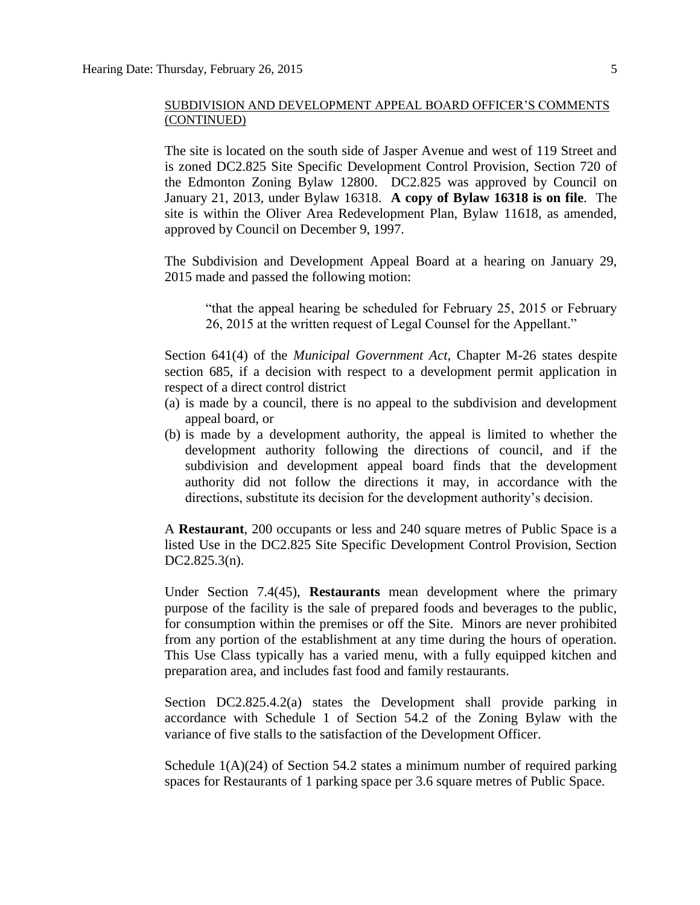SUBDIVISION AND DEVELOPMENT APPEAL BOARD OFFICER'S COMMENTS (CONTINUED)

The site is located on the south side of Jasper Avenue and west of 119 Street and is zoned DC2.825 Site Specific Development Control Provision, Section 720 of the Edmonton Zoning Bylaw 12800. DC2.825 was approved by Council on January 21, 2013, under Bylaw 16318. **A copy of Bylaw 16318 is on file**. The site is within the Oliver Area Redevelopment Plan, Bylaw 11618, as amended, approved by Council on December 9, 1997.

The Subdivision and Development Appeal Board at a hearing on January 29, 2015 made and passed the following motion:

> "that the appeal hearing be scheduled for February 25, 2015 or February 26, 2015 at the written request of Legal Counsel for the Appellant."

Section 641(4) of the *Municipal Government Act*, Chapter M-26 states despite section 685, if a decision with respect to a development permit application in respect of a direct control district

(a) is made by a council, there is no appeal to the subdivision and development appeal board, or
(b) is made by a development authority, the appeal is limited to whether the development authority following the directions of council, and if the subdivision and development appeal board finds that the development authority did not follow the directions it may, in accordance with the directions, substitute its decision for the development authority's decision.

A **Restaurant**, 200 occupants or less and 240 square metres of Public Space is a listed Use in the DC2.825 Site Specific Development Control Provision, Section DC2.825.3(n).

Under Section 7.4(45), **Restaurants** mean development where the primary purpose of the facility is the sale of prepared foods and beverages to the public, for consumption within the premises or off the Site. Minors are never prohibited from any portion of the establishment at any time during the hours of operation. This Use Class typically has a varied menu, with a fully equipped kitchen and preparation area, and includes fast food and family restaurants.

Section DC2.825.4.2(a) states the Development shall provide parking in accordance with Schedule 1 of Section 54.2 of the Zoning Bylaw with the variance of five stalls to the satisfaction of the Development Officer.

Schedule 1(A)(24) of Section 54.2 states a minimum number of required parking spaces for Restaurants of 1 parking space per 3.6 square metres of Public Space.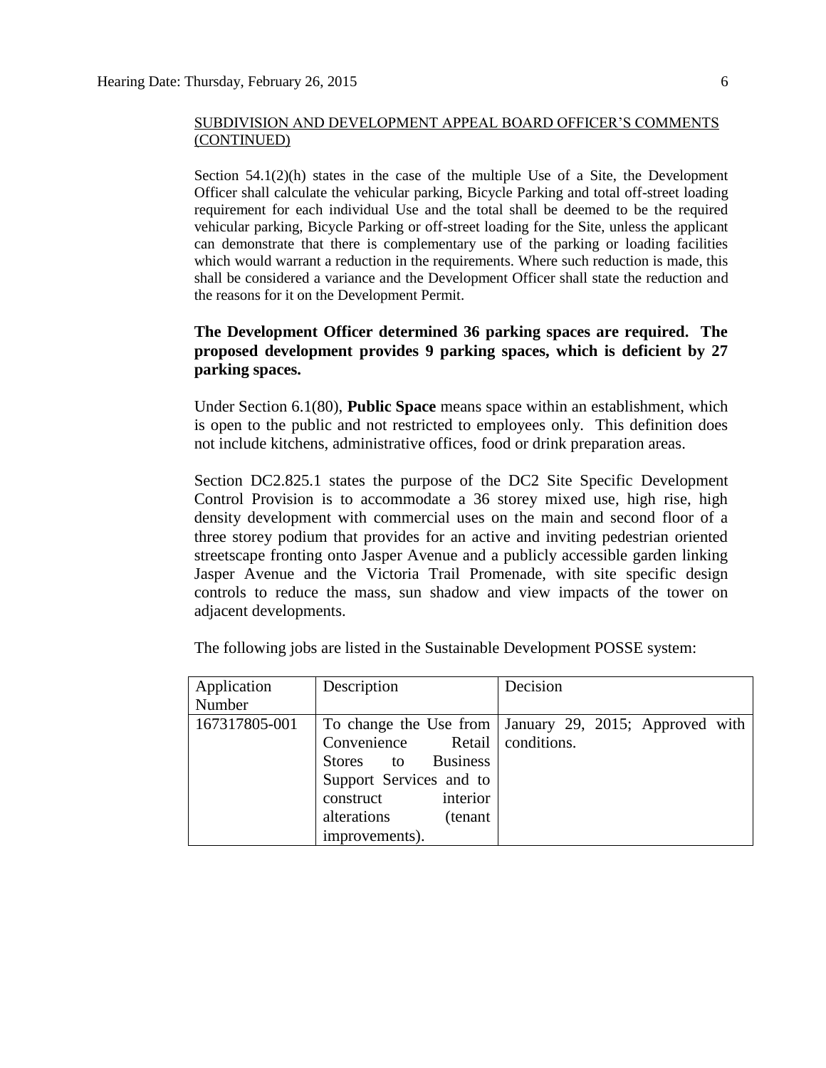SUBDIVISION AND DEVELOPMENT APPEAL BOARD OFFICER'S COMMENTS (CONTINUED)

Section 54.1(2)(h) states in the case of the multiple Use of a Site, the Development Officer shall calculate the vehicular parking, Bicycle Parking and total off-street loading requirement for each individual Use and the total shall be deemed to be the required vehicular parking, Bicycle Parking or off-street loading for the Site, unless the applicant can demonstrate that there is complementary use of the parking or loading facilities which would warrant a reduction in the requirements. Where such reduction is made, this shall be considered a variance and the Development Officer shall state the reduction and the reasons for it on the Development Permit.

**The Development Officer determined 36 parking spaces are required. The proposed development provides 9 parking spaces, which is deficient by 27 parking spaces.**

Under Section 6.1(80), **Public Space** means space within an establishment, which is open to the public and not restricted to employees only. This definition does not include kitchens, administrative offices, food or drink preparation areas.

Section DC2.825.1 states the purpose of the DC2 Site Specific Development Control Provision is to accommodate a 36 storey mixed use, high rise, high density development with commercial uses on the main and second floor of a three storey podium that provides for an active and inviting pedestrian oriented streetscape fronting onto Jasper Avenue and a publicly accessible garden linking Jasper Avenue and the Victoria Trail Promenade, with site specific design controls to reduce the mass, sun shadow and view impacts of the tower on adjacent developments.

The following jobs are listed in the Sustainable Development POSSE system:

| Application Number | Description | Decision |
|---|---|---|
| 167317805-001 | To change the Use from Convenience Retail Stores to Business Support Services and to construct interior alterations (tenant improvements). | January 29, 2015; Approved with conditions. |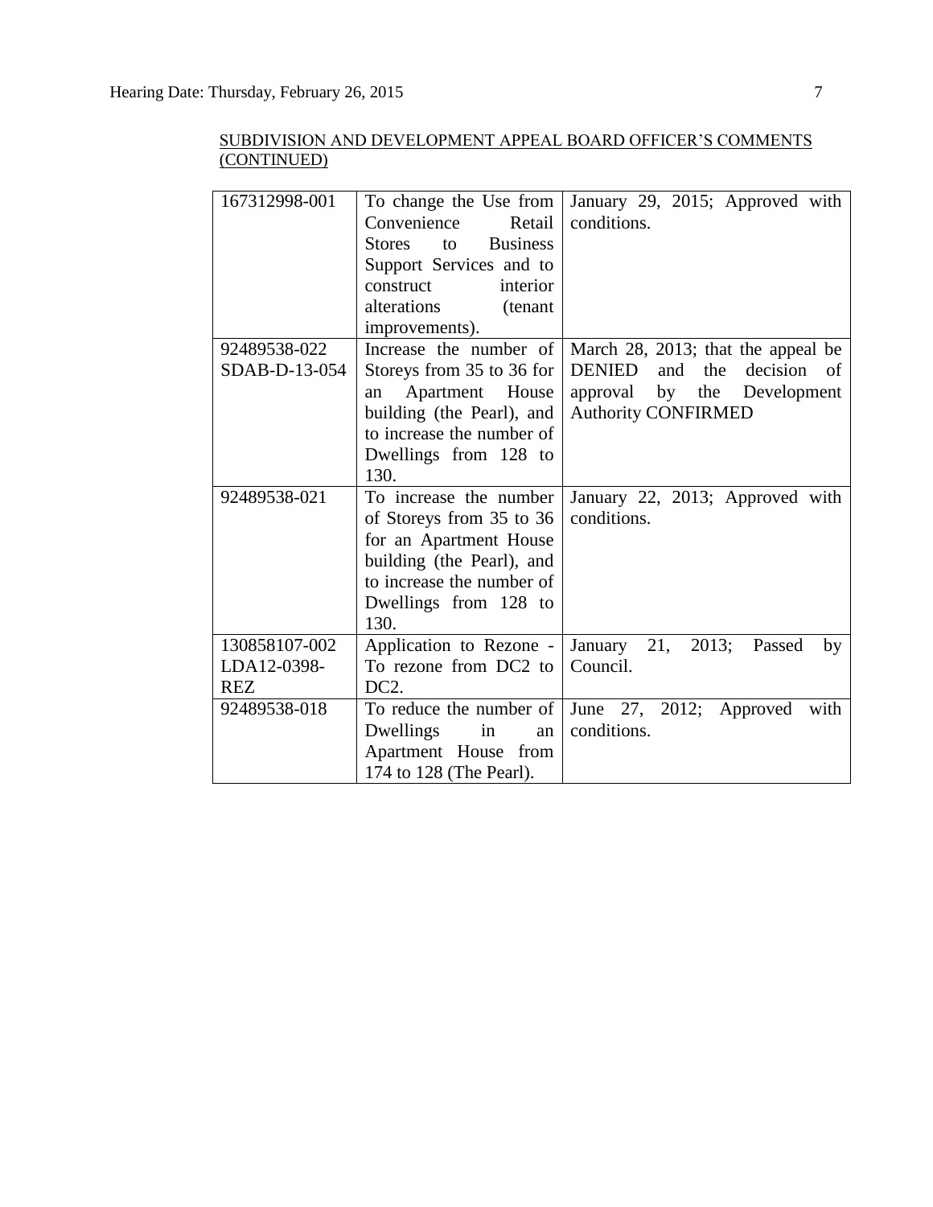SUBDIVISION AND DEVELOPMENT APPEAL BOARD OFFICER'S COMMENTS (CONTINUED)

| | | |
|---|---|---|
| 167312998-001 | To change the Use from Convenience Retail Stores to Business Support Services and to construct interior alterations (tenant improvements). | January 29, 2015; Approved with conditions. |
| 92489538-022 SDAB-D-13-054 | Increase the number of Storeys from 35 to 36 for an Apartment House building (the Pearl), and to increase the number of Dwellings from 128 to 130. | March 28, 2013; that the appeal be DENIED and the decision of approval by the Development Authority CONFIRMED |
| 92489538-021 | To increase the number of Storeys from 35 to 36 for an Apartment House building (the Pearl), and to increase the number of Dwellings from 128 to 130. | January 22, 2013; Approved with conditions. |
| 130858107-002 LDA12-0398-REZ | Application to Rezone - To rezone from DC2 to DC2. | January 21, 2013; Passed by Council. |
| 92489538-018 | To reduce the number of Dwellings in an Apartment House from 174 to 128 (The Pearl). | June 27, 2012; Approved with conditions. |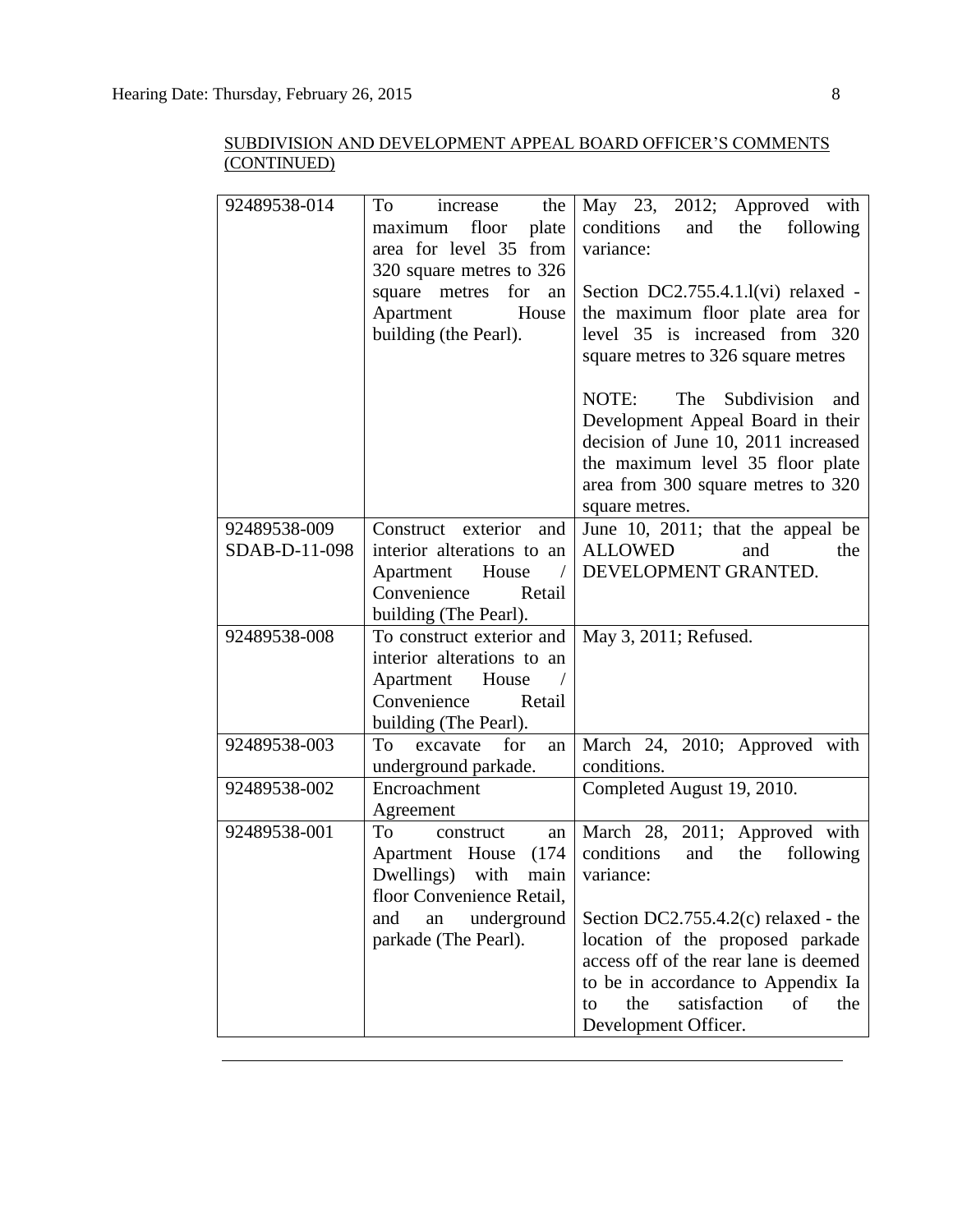SUBDIVISION AND DEVELOPMENT APPEAL BOARD OFFICER'S COMMENTS (CONTINUED)

| | | |
|---|---|---|
| 92489538-014 | To increase the maximum floor plate area for level 35 from 320 square metres to 326 square metres for an Apartment House building (the Pearl). | May 23, 2012; Approved with conditions and the following variance:<br><br>Section DC2.755.4.1.l(vi) relaxed - the maximum floor plate area for level 35 is increased from 320 square metres to 326 square metres<br><br>NOTE: The Subdivision and Development Appeal Board in their decision of June 10, 2011 increased the maximum level 35 floor plate area from 300 square metres to 320 square metres. |
| 92489538-009<br>SDAB-D-11-098 | Construct exterior and interior alterations to an Apartment House / Convenience Retail building (The Pearl). | June 10, 2011; that the appeal be ALLOWED and the DEVELOPMENT GRANTED. |
| 92489538-008 | To construct exterior and interior alterations to an Apartment House / Convenience Retail building (The Pearl). | May 3, 2011; Refused. |
| 92489538-003 | To excavate for an underground parkade. | March 24, 2010; Approved with conditions. |
| 92489538-002 | Encroachment Agreement | Completed August 19, 2010. |
| 92489538-001 | To construct an Apartment House (174 Dwellings) with main floor Convenience Retail, and an underground parkade (The Pearl). | March 28, 2011; Approved with conditions and the following variance:<br><br>Section DC2.755.4.2(c) relaxed - the location of the proposed parkade access off of the rear lane is deemed to be in accordance to Appendix Ia to the satisfaction of the Development Officer. |

---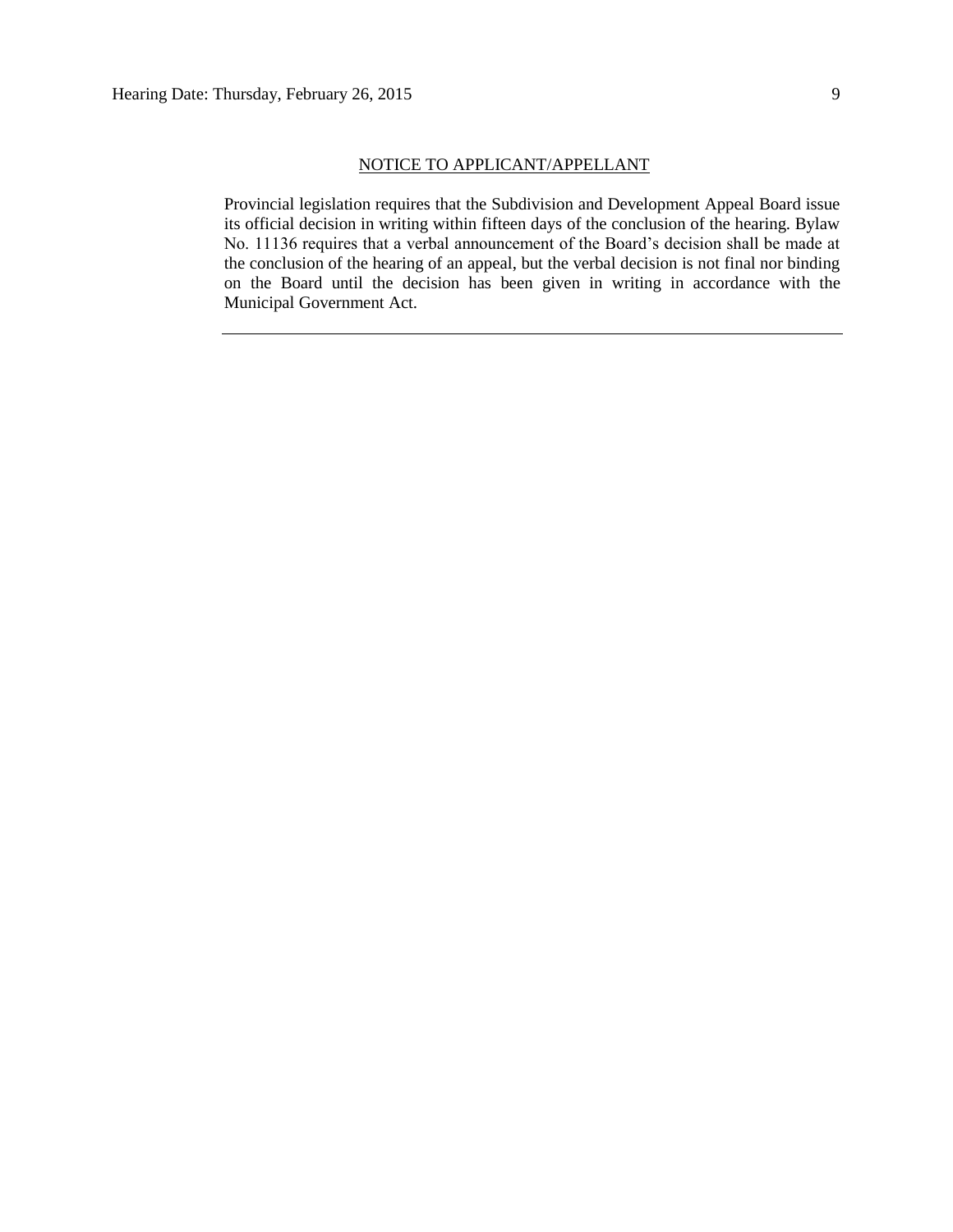<u>NOTICE TO APPLICANT/APPELLANT</u>

Provincial legislation requires that the Subdivision and Development Appeal Board issue its official decision in writing within fifteen days of the conclusion of the hearing. Bylaw No. 11136 requires that a verbal announcement of the Board's decision shall be made at the conclusion of the hearing of an appeal, but the verbal decision is not final nor binding on the Board until the decision has been given in writing in accordance with the Municipal Government Act.

---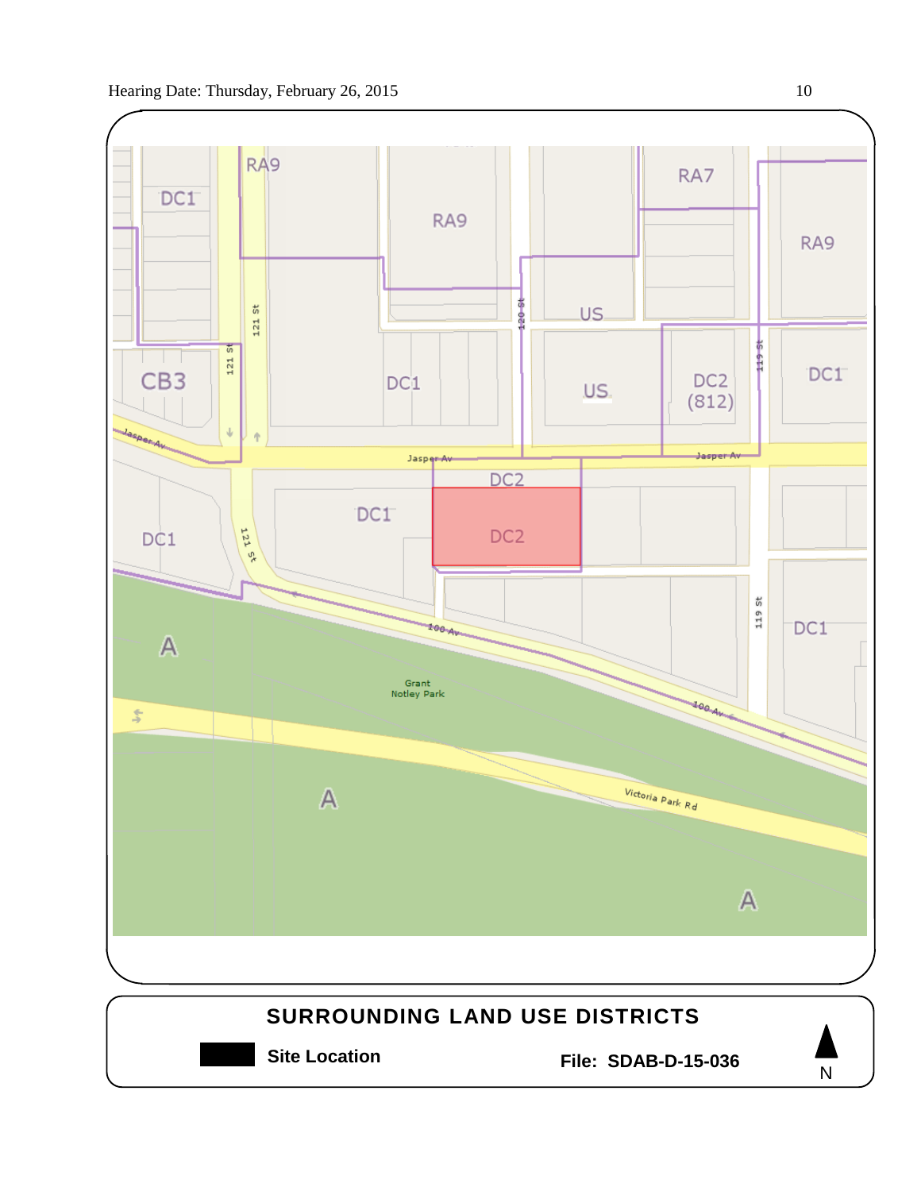## SURROUNDING LAND USE DISTRICTS

**Site Location**

**File: SDAB-D-15-036**

N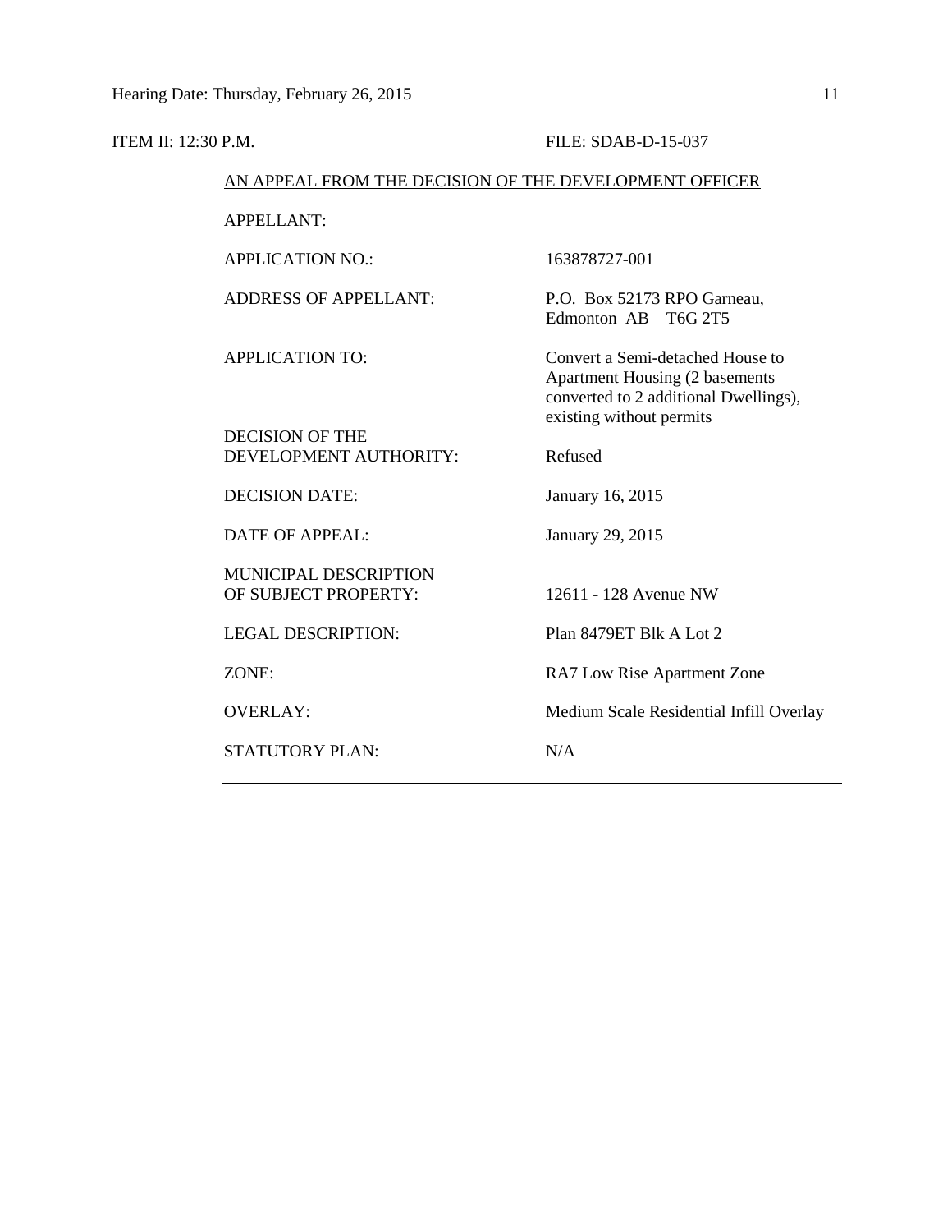ITEM II: 12:30 P.M. FILE: SDAB-D-15-037

AN APPEAL FROM THE DECISION OF THE DEVELOPMENT OFFICER

| | |
|---|---|
| APPELLANT: | |
| APPLICATION NO.: | 163878727-001 |
| ADDRESS OF APPELLANT: | P.O. Box 52173 RPO Garneau, Edmonton AB T6G 2T5 |
| APPLICATION TO: | Convert a Semi-detached House to Apartment Housing (2 basements converted to 2 additional Dwellings), existing without permits |
| DECISION OF THE DEVELOPMENT AUTHORITY: | Refused |
| DECISION DATE: | January 16, 2015 |
| DATE OF APPEAL: | January 29, 2015 |
| MUNICIPAL DESCRIPTION OF SUBJECT PROPERTY: | 12611 - 128 Avenue NW |
| LEGAL DESCRIPTION: | Plan 8479ET Blk A Lot 2 |
| ZONE: | RA7 Low Rise Apartment Zone |
| OVERLAY: | Medium Scale Residential Infill Overlay |
| STATUTORY PLAN: | N/A |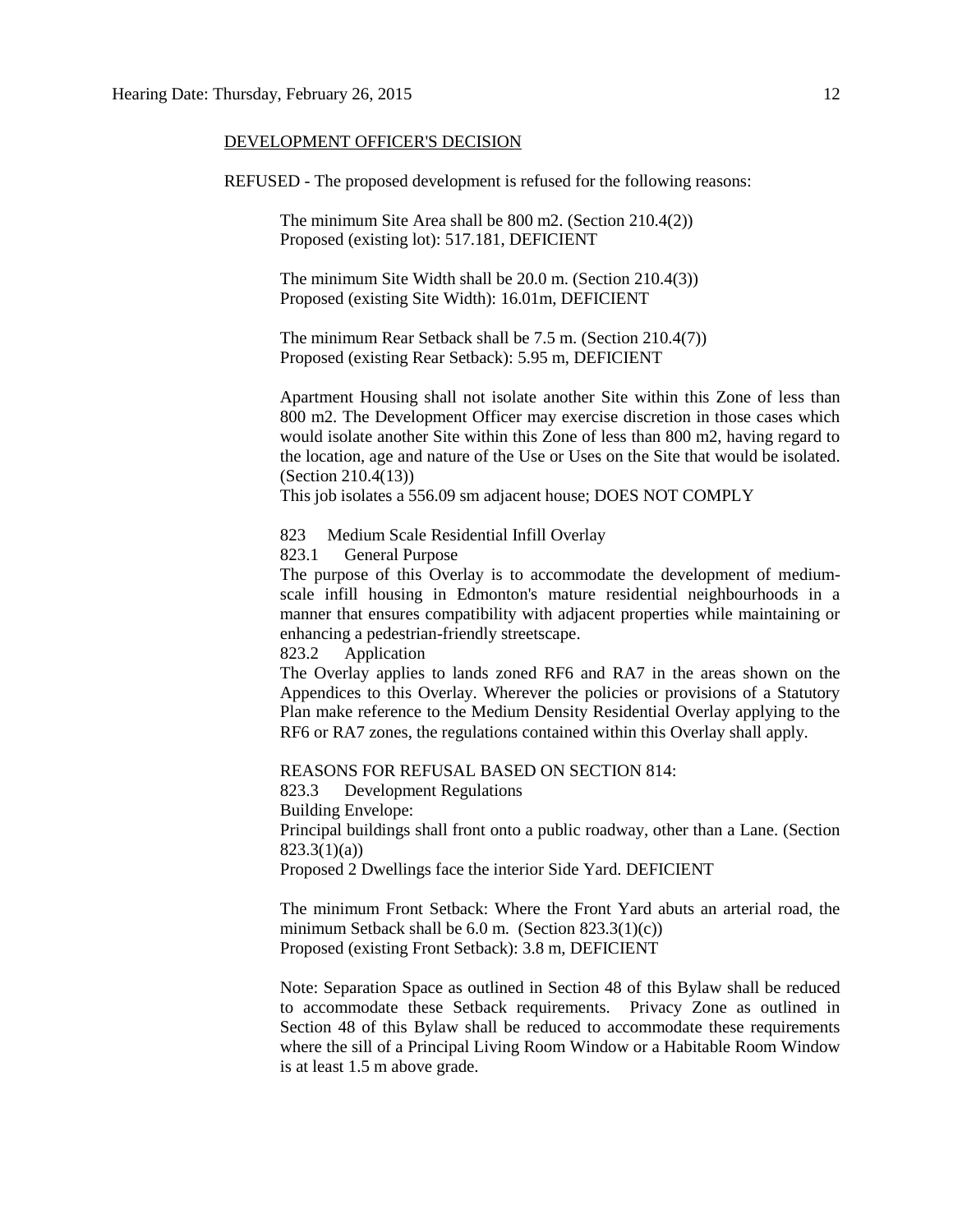DEVELOPMENT OFFICER'S DECISION

REFUSED - The proposed development is refused for the following reasons:

The minimum Site Area shall be 800 m2. (Section 210.4(2))
Proposed (existing lot): 517.181, DEFICIENT

The minimum Site Width shall be 20.0 m. (Section 210.4(3))
Proposed (existing Site Width): 16.01m, DEFICIENT

The minimum Rear Setback shall be 7.5 m. (Section 210.4(7))
Proposed (existing Rear Setback): 5.95 m, DEFICIENT

Apartment Housing shall not isolate another Site within this Zone of less than 800 m2. The Development Officer may exercise discretion in those cases which would isolate another Site within this Zone of less than 800 m2, having regard to the location, age and nature of the Use or Uses on the Site that would be isolated. (Section 210.4(13))
This job isolates a 556.09 sm adjacent house; DOES NOT COMPLY

823 Medium Scale Residential Infill Overlay
823.1 General Purpose
The purpose of this Overlay is to accommodate the development of medium-scale infill housing in Edmonton's mature residential neighbourhoods in a manner that ensures compatibility with adjacent properties while maintaining or enhancing a pedestrian-friendly streetscape.
823.2 Application
The Overlay applies to lands zoned RF6 and RA7 in the areas shown on the Appendices to this Overlay. Wherever the policies or provisions of a Statutory Plan make reference to the Medium Density Residential Overlay applying to the RF6 or RA7 zones, the regulations contained within this Overlay shall apply.

REASONS FOR REFUSAL BASED ON SECTION 814:
823.3 Development Regulations
Building Envelope:
Principal buildings shall front onto a public roadway, other than a Lane. (Section 823.3(1)(a))
Proposed 2 Dwellings face the interior Side Yard. DEFICIENT

The minimum Front Setback: Where the Front Yard abuts an arterial road, the minimum Setback shall be 6.0 m. (Section 823.3(1)(c))
Proposed (existing Front Setback): 3.8 m, DEFICIENT

Note: Separation Space as outlined in Section 48 of this Bylaw shall be reduced to accommodate these Setback requirements. Privacy Zone as outlined in Section 48 of this Bylaw shall be reduced to accommodate these requirements where the sill of a Principal Living Room Window or a Habitable Room Window is at least 1.5 m above grade.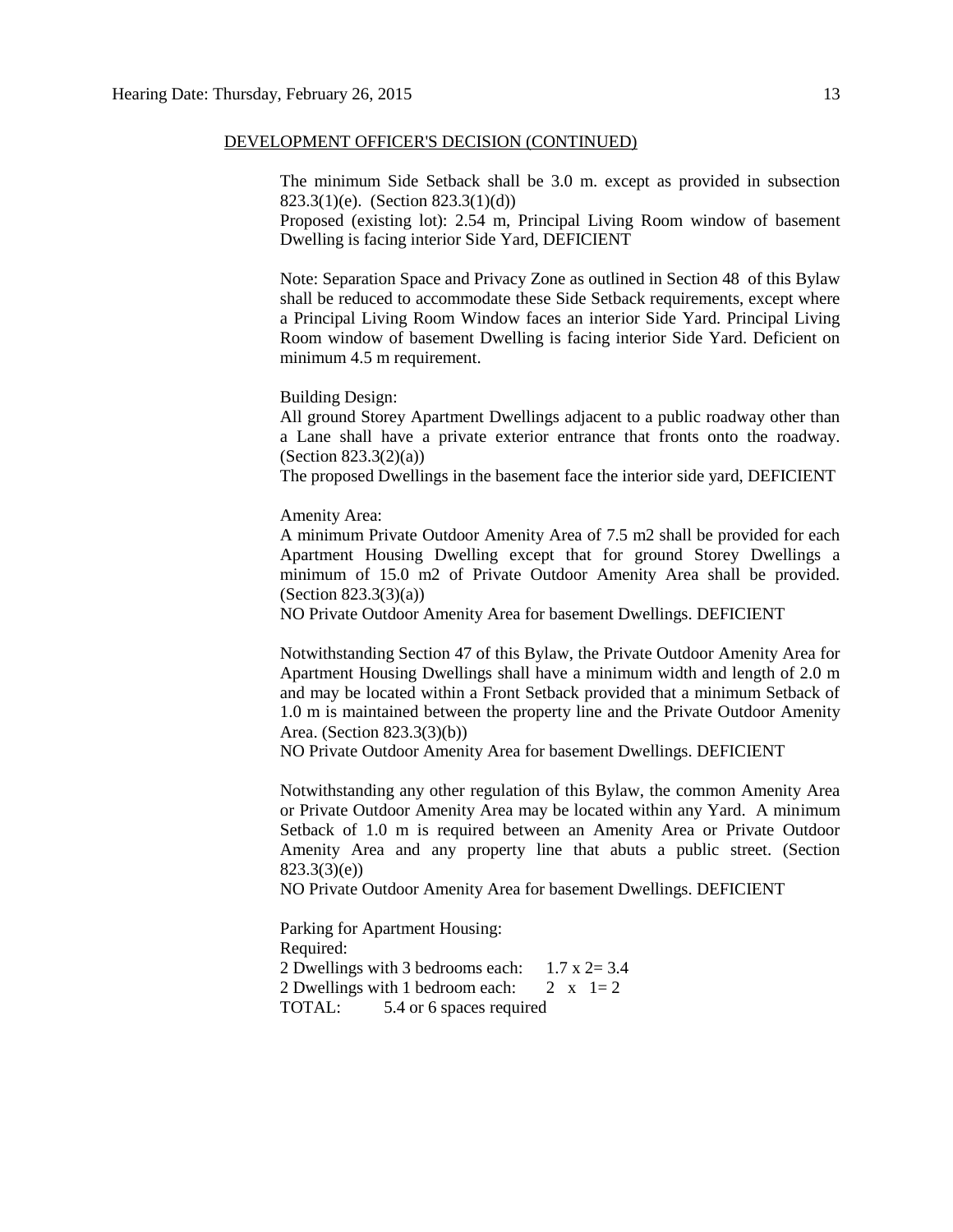DEVELOPMENT OFFICER'S DECISION (CONTINUED)

The minimum Side Setback shall be 3.0 m. except as provided in subsection 823.3(1)(e). (Section 823.3(1)(d))
Proposed (existing lot): 2.54 m, Principal Living Room window of basement Dwelling is facing interior Side Yard, DEFICIENT

Note: Separation Space and Privacy Zone as outlined in Section 48 of this Bylaw shall be reduced to accommodate these Side Setback requirements, except where a Principal Living Room Window faces an interior Side Yard. Principal Living Room window of basement Dwelling is facing interior Side Yard. Deficient on minimum 4.5 m requirement.

Building Design:
All ground Storey Apartment Dwellings adjacent to a public roadway other than a Lane shall have a private exterior entrance that fronts onto the roadway. (Section 823.3(2)(a))
The proposed Dwellings in the basement face the interior side yard, DEFICIENT

Amenity Area:
A minimum Private Outdoor Amenity Area of 7.5 m2 shall be provided for each Apartment Housing Dwelling except that for ground Storey Dwellings a minimum of 15.0 m2 of Private Outdoor Amenity Area shall be provided. (Section 823.3(3)(a))
NO Private Outdoor Amenity Area for basement Dwellings. DEFICIENT

Notwithstanding Section 47 of this Bylaw, the Private Outdoor Amenity Area for Apartment Housing Dwellings shall have a minimum width and length of 2.0 m and may be located within a Front Setback provided that a minimum Setback of 1.0 m is maintained between the property line and the Private Outdoor Amenity Area. (Section 823.3(3)(b))
NO Private Outdoor Amenity Area for basement Dwellings. DEFICIENT

Notwithstanding any other regulation of this Bylaw, the common Amenity Area or Private Outdoor Amenity Area may be located within any Yard. A minimum Setback of 1.0 m is required between an Amenity Area or Private Outdoor Amenity Area and any property line that abuts a public street. (Section 823.3(3)(e))
NO Private Outdoor Amenity Area for basement Dwellings. DEFICIENT

Parking for Apartment Housing:
Required:
2 Dwellings with 3 bedrooms each: 1.7 x 2= 3.4
2 Dwellings with 1 bedroom each: 2 x 1= 2
TOTAL: 5.4 or 6 spaces required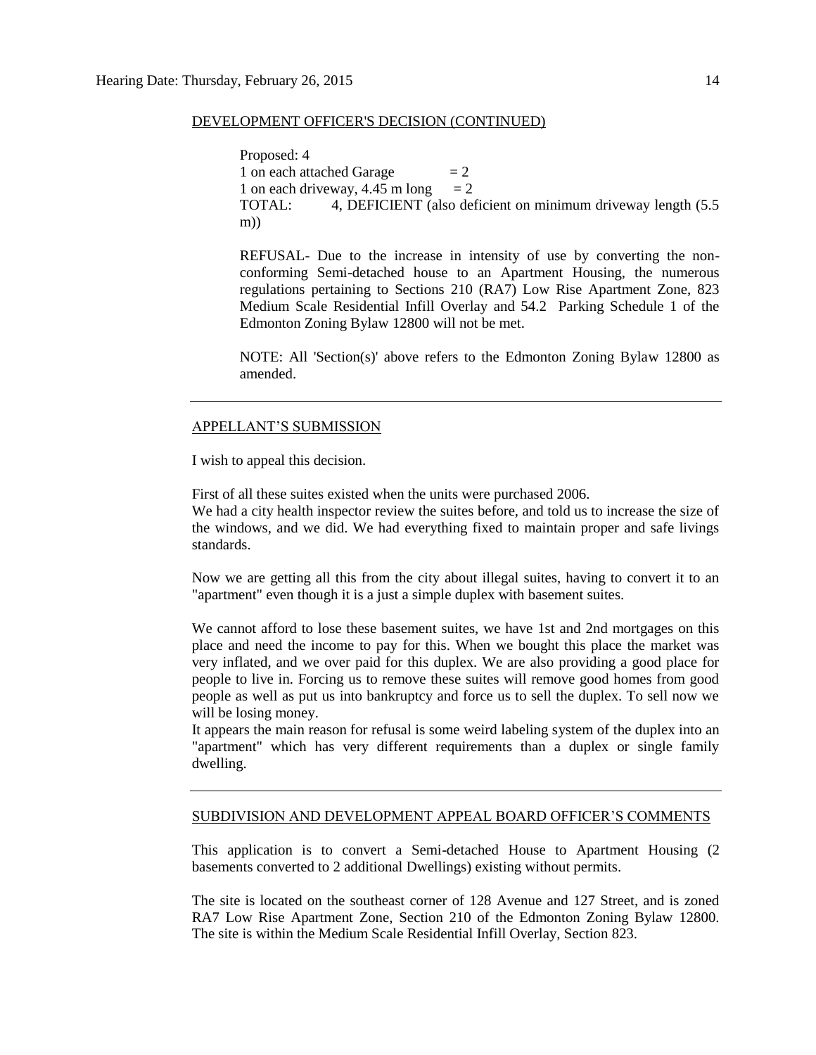DEVELOPMENT OFFICER'S DECISION (CONTINUED)

Proposed: 4
1 on each attached Garage = 2
1 on each driveway, 4.45 m long = 2
TOTAL: 4, DEFICIENT (also deficient on minimum driveway length (5.5 m))

REFUSAL- Due to the increase in intensity of use by converting the non-conforming Semi-detached house to an Apartment Housing, the numerous regulations pertaining to Sections 210 (RA7) Low Rise Apartment Zone, 823 Medium Scale Residential Infill Overlay and 54.2 Parking Schedule 1 of the Edmonton Zoning Bylaw 12800 will not be met.

NOTE: All 'Section(s)' above refers to the Edmonton Zoning Bylaw 12800 as amended.

---

APPELLANT'S SUBMISSION

I wish to appeal this decision.

First of all these suites existed when the units were purchased 2006.
We had a city health inspector review the suites before, and told us to increase the size of the windows, and we did. We had everything fixed to maintain proper and safe livings standards.

Now we are getting all this from the city about illegal suites, having to convert it to an "apartment" even though it is a just a simple duplex with basement suites.

We cannot afford to lose these basement suites, we have 1st and 2nd mortgages on this place and need the income to pay for this. When we bought this place the market was very inflated, and we over paid for this duplex. We are also providing a good place for people to live in. Forcing us to remove these suites will remove good homes from good people as well as put us into bankruptcy and force us to sell the duplex. To sell now we will be losing money.
It appears the main reason for refusal is some weird labeling system of the duplex into an "apartment" which has very different requirements than a duplex or single family dwelling.

---

SUBDIVISION AND DEVELOPMENT APPEAL BOARD OFFICER'S COMMENTS

This application is to convert a Semi-detached House to Apartment Housing (2 basements converted to 2 additional Dwellings) existing without permits.

The site is located on the southeast corner of 128 Avenue and 127 Street, and is zoned RA7 Low Rise Apartment Zone, Section 210 of the Edmonton Zoning Bylaw 12800. The site is within the Medium Scale Residential Infill Overlay, Section 823.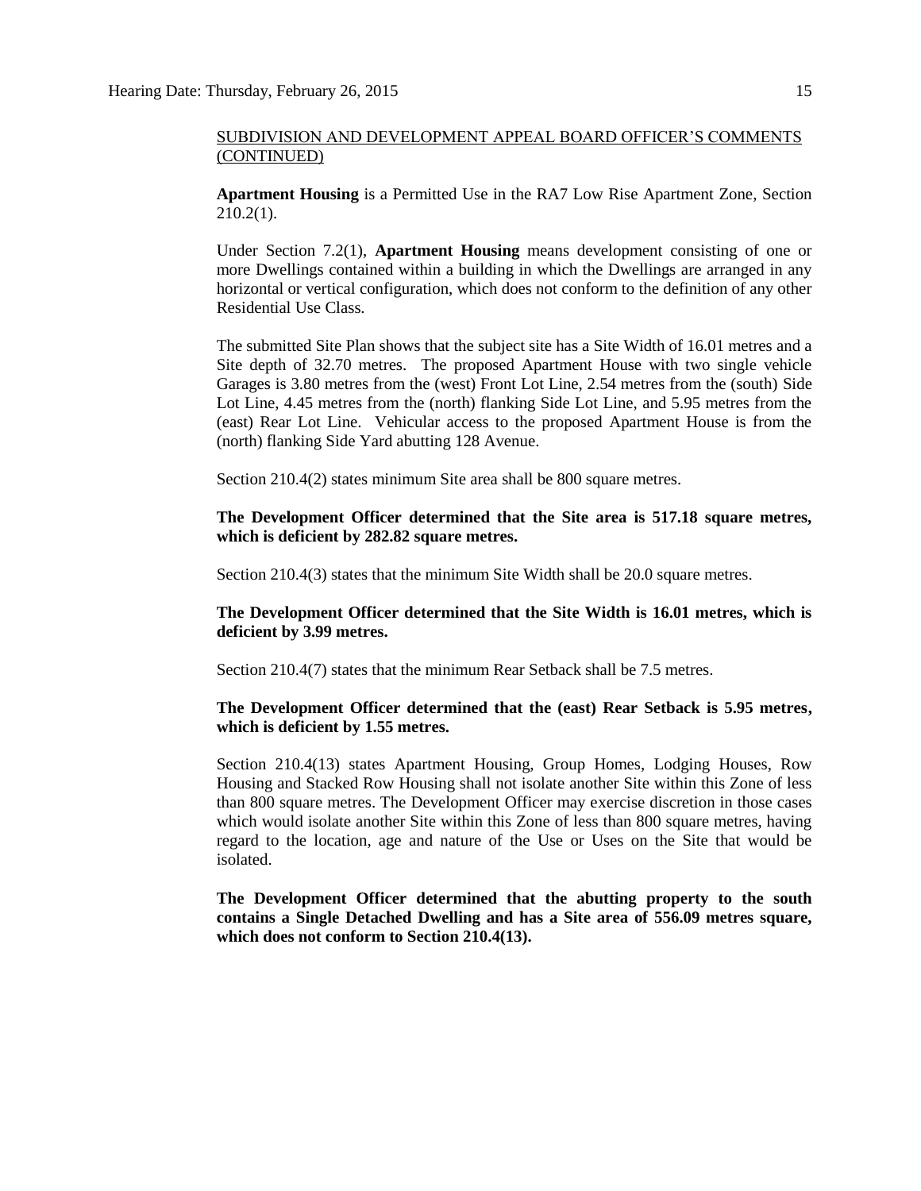SUBDIVISION AND DEVELOPMENT APPEAL BOARD OFFICER'S COMMENTS (CONTINUED)

**Apartment Housing** is a Permitted Use in the RA7 Low Rise Apartment Zone, Section 210.2(1).

Under Section 7.2(1), **Apartment Housing** means development consisting of one or more Dwellings contained within a building in which the Dwellings are arranged in any horizontal or vertical configuration, which does not conform to the definition of any other Residential Use Class.

The submitted Site Plan shows that the subject site has a Site Width of 16.01 metres and a Site depth of 32.70 metres. The proposed Apartment House with two single vehicle Garages is 3.80 metres from the (west) Front Lot Line, 2.54 metres from the (south) Side Lot Line, 4.45 metres from the (north) flanking Side Lot Line, and 5.95 metres from the (east) Rear Lot Line. Vehicular access to the proposed Apartment House is from the (north) flanking Side Yard abutting 128 Avenue.

Section 210.4(2) states minimum Site area shall be 800 square metres.

**The Development Officer determined that the Site area is 517.18 square metres, which is deficient by 282.82 square metres.**

Section 210.4(3) states that the minimum Site Width shall be 20.0 square metres.

**The Development Officer determined that the Site Width is 16.01 metres, which is deficient by 3.99 metres.**

Section 210.4(7) states that the minimum Rear Setback shall be 7.5 metres.

**The Development Officer determined that the (east) Rear Setback is 5.95 metres, which is deficient by 1.55 metres.**

Section 210.4(13) states Apartment Housing, Group Homes, Lodging Houses, Row Housing and Stacked Row Housing shall not isolate another Site within this Zone of less than 800 square metres. The Development Officer may exercise discretion in those cases which would isolate another Site within this Zone of less than 800 square metres, having regard to the location, age and nature of the Use or Uses on the Site that would be isolated.

**The Development Officer determined that the abutting property to the south contains a Single Detached Dwelling and has a Site area of 556.09 metres square, which does not conform to Section 210.4(13).**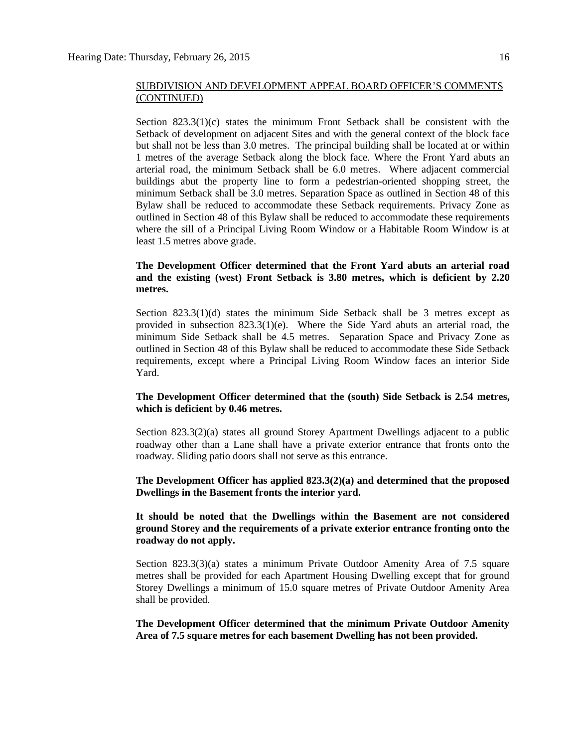SUBDIVISION AND DEVELOPMENT APPEAL BOARD OFFICER'S COMMENTS (CONTINUED)

Section 823.3(1)(c) states the minimum Front Setback shall be consistent with the Setback of development on adjacent Sites and with the general context of the block face but shall not be less than 3.0 metres. The principal building shall be located at or within 1 metres of the average Setback along the block face. Where the Front Yard abuts an arterial road, the minimum Setback shall be 6.0 metres. Where adjacent commercial buildings abut the property line to form a pedestrian-oriented shopping street, the minimum Setback shall be 3.0 metres. Separation Space as outlined in Section 48 of this Bylaw shall be reduced to accommodate these Setback requirements. Privacy Zone as outlined in Section 48 of this Bylaw shall be reduced to accommodate these requirements where the sill of a Principal Living Room Window or a Habitable Room Window is at least 1.5 metres above grade.

**The Development Officer determined that the Front Yard abuts an arterial road and the existing (west) Front Setback is 3.80 metres, which is deficient by 2.20 metres.**

Section 823.3(1)(d) states the minimum Side Setback shall be 3 metres except as provided in subsection 823.3(1)(e). Where the Side Yard abuts an arterial road, the minimum Side Setback shall be 4.5 metres. Separation Space and Privacy Zone as outlined in Section 48 of this Bylaw shall be reduced to accommodate these Side Setback requirements, except where a Principal Living Room Window faces an interior Side Yard.

**The Development Officer determined that the (south) Side Setback is 2.54 metres, which is deficient by 0.46 metres.**

Section 823.3(2)(a) states all ground Storey Apartment Dwellings adjacent to a public roadway other than a Lane shall have a private exterior entrance that fronts onto the roadway. Sliding patio doors shall not serve as this entrance.

**The Development Officer has applied 823.3(2)(a) and determined that the proposed Dwellings in the Basement fronts the interior yard.**

**It should be noted that the Dwellings within the Basement are not considered ground Storey and the requirements of a private exterior entrance fronting onto the roadway do not apply.**

Section 823.3(3)(a) states a minimum Private Outdoor Amenity Area of 7.5 square metres shall be provided for each Apartment Housing Dwelling except that for ground Storey Dwellings a minimum of 15.0 square metres of Private Outdoor Amenity Area shall be provided.

**The Development Officer determined that the minimum Private Outdoor Amenity Area of 7.5 square metres for each basement Dwelling has not been provided.**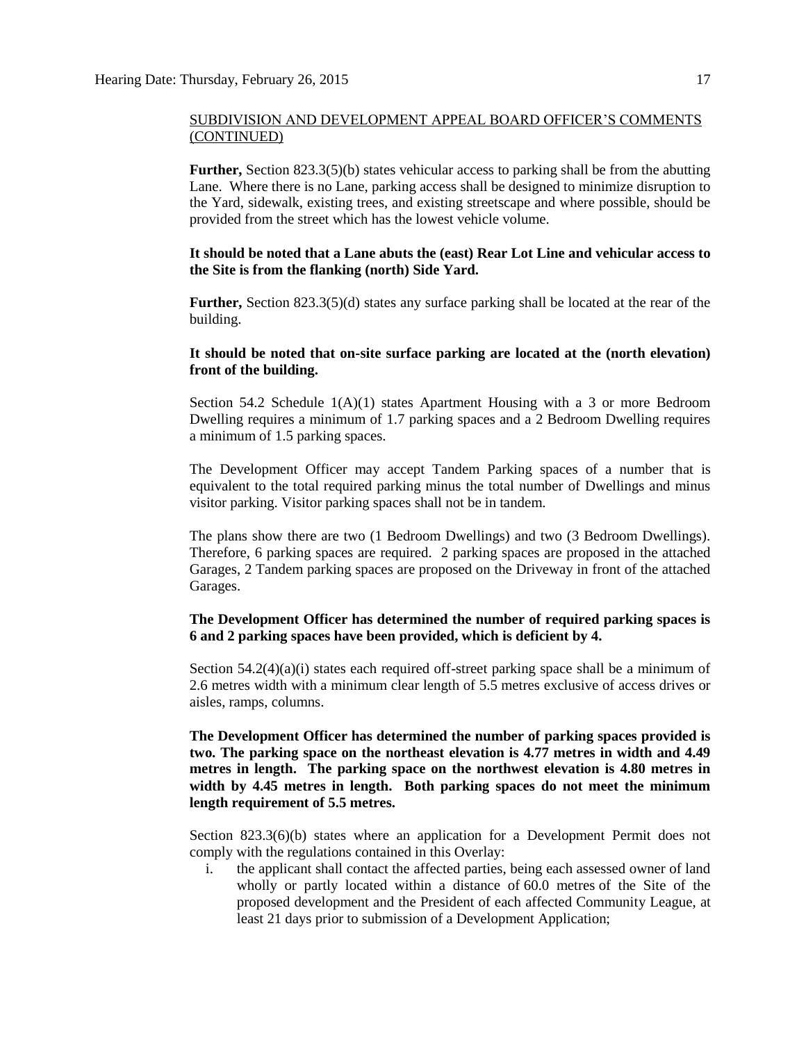SUBDIVISION AND DEVELOPMENT APPEAL BOARD OFFICER'S COMMENTS (CONTINUED)

**Further,** Section 823.3(5)(b) states vehicular access to parking shall be from the abutting Lane. Where there is no Lane, parking access shall be designed to minimize disruption to the Yard, sidewalk, existing trees, and existing streetscape and where possible, should be provided from the street which has the lowest vehicle volume.

**It should be noted that a Lane abuts the (east) Rear Lot Line and vehicular access to the Site is from the flanking (north) Side Yard.**

**Further,** Section 823.3(5)(d) states any surface parking shall be located at the rear of the building.

**It should be noted that on-site surface parking are located at the (north elevation) front of the building.**

Section 54.2 Schedule 1(A)(1) states Apartment Housing with a 3 or more Bedroom Dwelling requires a minimum of 1.7 parking spaces and a 2 Bedroom Dwelling requires a minimum of 1.5 parking spaces.

The Development Officer may accept Tandem Parking spaces of a number that is equivalent to the total required parking minus the total number of Dwellings and minus visitor parking. Visitor parking spaces shall not be in tandem.

The plans show there are two (1 Bedroom Dwellings) and two (3 Bedroom Dwellings). Therefore, 6 parking spaces are required. 2 parking spaces are proposed in the attached Garages, 2 Tandem parking spaces are proposed on the Driveway in front of the attached Garages.

**The Development Officer has determined the number of required parking spaces is 6 and 2 parking spaces have been provided, which is deficient by 4.**

Section 54.2(4)(a)(i) states each required off-street parking space shall be a minimum of 2.6 metres width with a minimum clear length of 5.5 metres exclusive of access drives or aisles, ramps, columns.

**The Development Officer has determined the number of parking spaces provided is two. The parking space on the northeast elevation is 4.77 metres in width and 4.49 metres in length. The parking space on the northwest elevation is 4.80 metres in width by 4.45 metres in length. Both parking spaces do not meet the minimum length requirement of 5.5 metres.**

Section 823.3(6)(b) states where an application for a Development Permit does not comply with the regulations contained in this Overlay:

i. the applicant shall contact the affected parties, being each assessed owner of land wholly or partly located within a distance of 60.0 metres of the Site of the proposed development and the President of each affected Community League, at least 21 days prior to submission of a Development Application;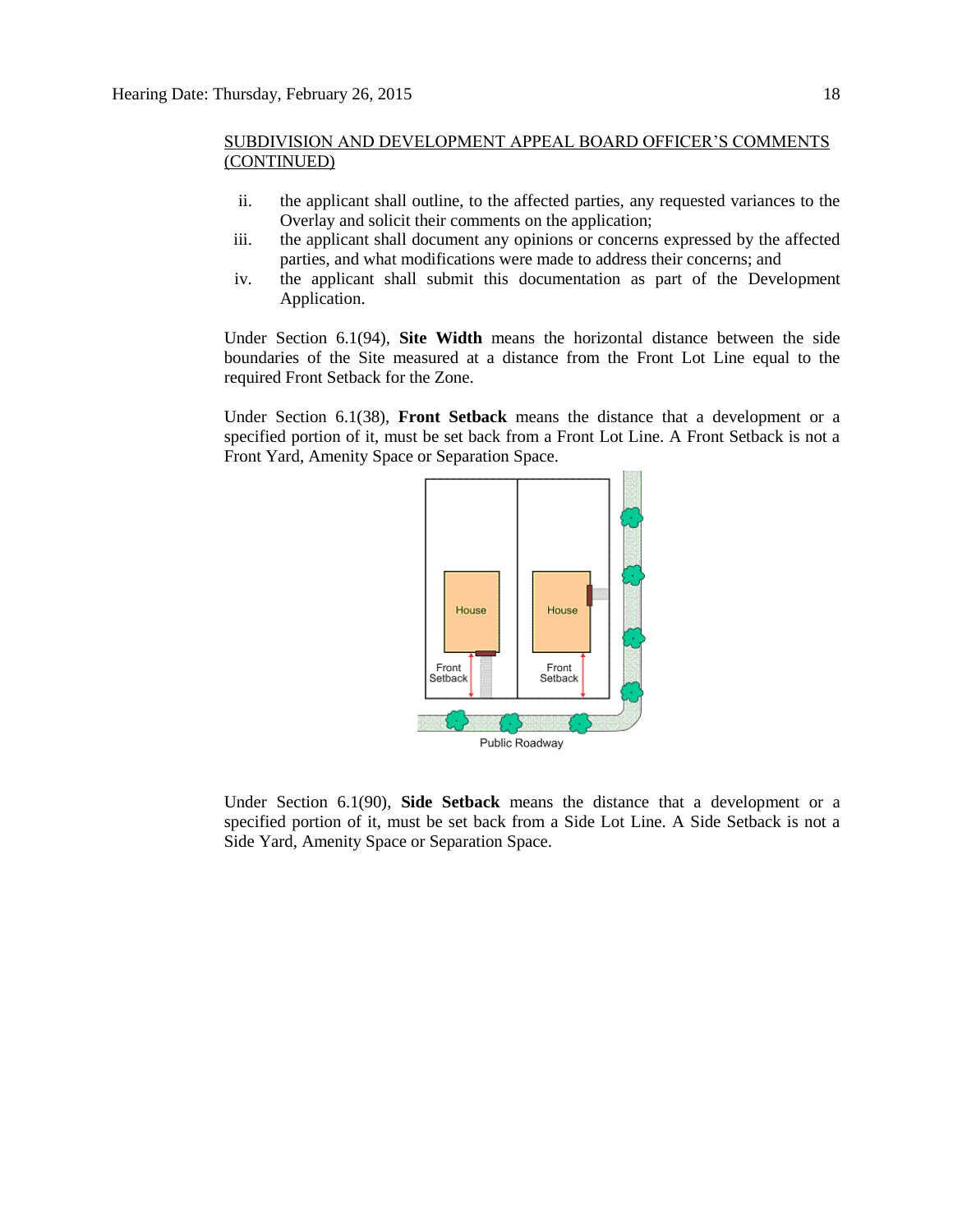SUBDIVISION AND DEVELOPMENT APPEAL BOARD OFFICER'S COMMENTS (CONTINUED)

ii. the applicant shall outline, to the affected parties, any requested variances to the Overlay and solicit their comments on the application;

iii. the applicant shall document any opinions or concerns expressed by the affected parties, and what modifications were made to address their concerns; and

iv. the applicant shall submit this documentation as part of the Development Application.

Under Section 6.1(94), **Site Width** means the horizontal distance between the side boundaries of the Site measured at a distance from the Front Lot Line equal to the required Front Setback for the Zone.

Under Section 6.1(38), **Front Setback** means the distance that a development or a specified portion of it, must be set back from a Front Lot Line. A Front Setback is not a Front Yard, Amenity Space or Separation Space.

Under Section 6.1(90), **Side Setback** means the distance that a development or a specified portion of it, must be set back from a Side Lot Line. A Side Setback is not a Side Yard, Amenity Space or Separation Space.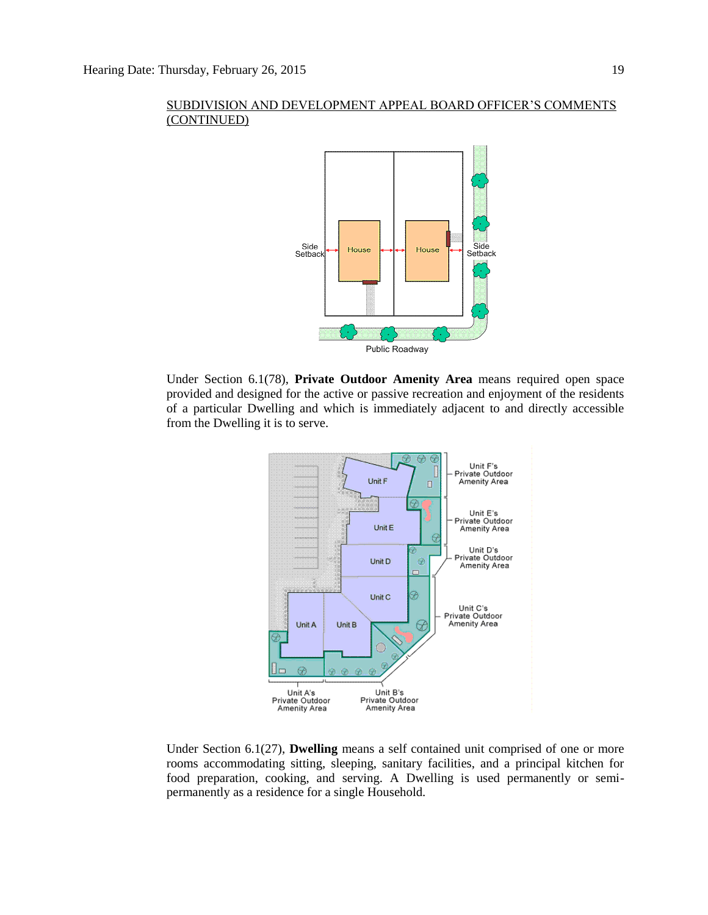SUBDIVISION AND DEVELOPMENT APPEAL BOARD OFFICER'S COMMENTS (CONTINUED)

Under Section 6.1(78), **Private Outdoor Amenity Area** means required open space provided and designed for the active or passive recreation and enjoyment of the residents of a particular Dwelling and which is immediately adjacent to and directly accessible from the Dwelling it is to serve.

Under Section 6.1(27), **Dwelling** means a self contained unit comprised of one or more rooms accommodating sitting, sleeping, sanitary facilities, and a principal kitchen for food preparation, cooking, and serving. A Dwelling is used permanently or semi-permanently as a residence for a single Household.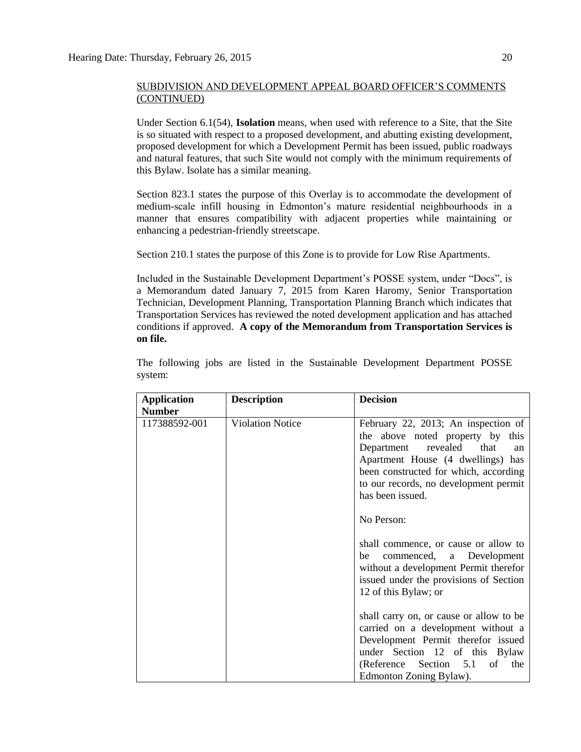SUBDIVISION AND DEVELOPMENT APPEAL BOARD OFFICER'S COMMENTS (CONTINUED)

Under Section 6.1(54), **Isolation** means, when used with reference to a Site, that the Site is so situated with respect to a proposed development, and abutting existing development, proposed development for which a Development Permit has been issued, public roadways and natural features, that such Site would not comply with the minimum requirements of this Bylaw. Isolate has a similar meaning.

Section 823.1 states the purpose of this Overlay is to accommodate the development of medium-scale infill housing in Edmonton's mature residential neighbourhoods in a manner that ensures compatibility with adjacent properties while maintaining or enhancing a pedestrian-friendly streetscape.

Section 210.1 states the purpose of this Zone is to provide for Low Rise Apartments.

Included in the Sustainable Development Department's POSSE system, under "Docs", is a Memorandum dated January 7, 2015 from Karen Haromy, Senior Transportation Technician, Development Planning, Transportation Planning Branch which indicates that Transportation Services has reviewed the noted development application and has attached conditions if approved. **A copy of the Memorandum from Transportation Services is on file.**

The following jobs are listed in the Sustainable Development Department POSSE system:

| Application Number | Description | Decision |
|---|---|---|
| 117388592-001 | Violation Notice | February 22, 2013; An inspection of the above noted property by this Department revealed that an Apartment House (4 dwellings) has been constructed for which, according to our records, no development permit has been issued.<br><br>No Person:<br><br>shall commence, or cause or allow to be commenced, a Development without a development Permit therefor issued under the provisions of Section 12 of this Bylaw; or<br><br>shall carry on, or cause or allow to be carried on a development without a Development Permit therefor issued under Section 12 of this Bylaw (Reference Section 5.1 of the Edmonton Zoning Bylaw). |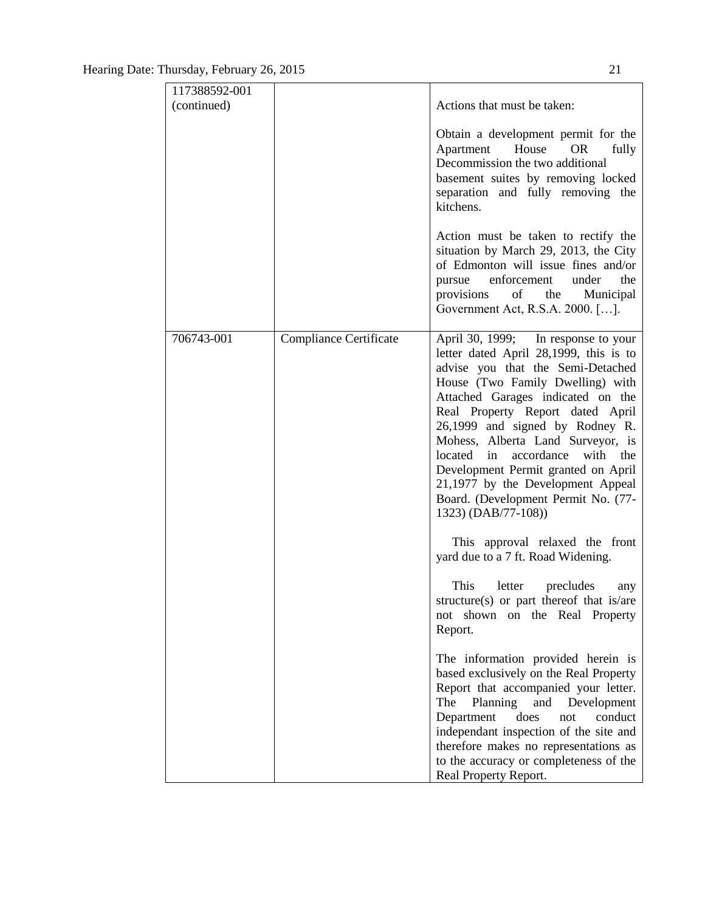| | | |
|---|---|---|
| 117388592-001 (continued) | | Actions that must be taken:<br><br>Obtain a development permit for the Apartment House OR fully Decommission the two additional basement suites by removing locked separation and fully removing the kitchens.<br><br>Action must be taken to rectify the situation by March 29, 2013, the City of Edmonton will issue fines and/or pursue enforcement under the provisions of the Municipal Government Act, R.S.A. 2000. […]. |
| 706743-001 | Compliance Certificate | April 30, 1999; In response to your letter dated April 28,1999, this is to advise you that the Semi-Detached House (Two Family Dwelling) with Attached Garages indicated on the Real Property Report dated April 26,1999 and signed by Rodney R. Mohess, Alberta Land Surveyor, is located in accordance with the Development Permit granted on April 21,1977 by the Development Appeal Board. (Development Permit No. (77-1323) (DAB/77-108))<br><br>This approval relaxed the front yard due to a 7 ft. Road Widening.<br><br>This letter precludes any structure(s) or part thereof that is/are not shown on the Real Property Report.<br><br>The information provided herein is based exclusively on the Real Property Report that accompanied your letter. The Planning and Development Department does not conduct independant inspection of the site and therefore makes no representations as to the accuracy or completeness of the Real Property Report. |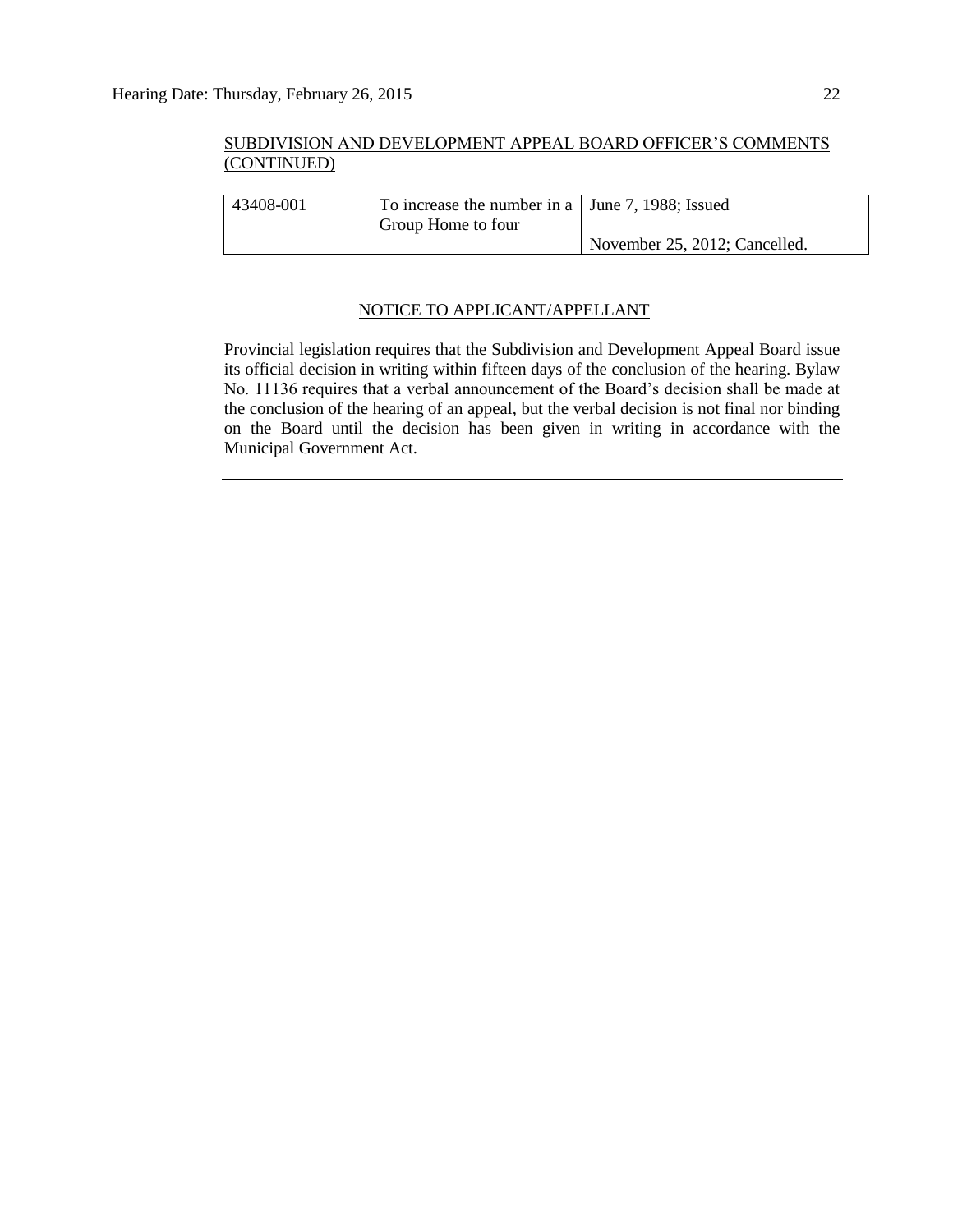SUBDIVISION AND DEVELOPMENT APPEAL BOARD OFFICER'S COMMENTS (CONTINUED)

| | | |
|---|---|---|
| 43408-001 | To increase the number in a Group Home to four | June 7, 1988; Issued<br>November 25, 2012; Cancelled. |

---

NOTICE TO APPLICANT/APPELLANT

Provincial legislation requires that the Subdivision and Development Appeal Board issue its official decision in writing within fifteen days of the conclusion of the hearing. Bylaw No. 11136 requires that a verbal announcement of the Board's decision shall be made at the conclusion of the hearing of an appeal, but the verbal decision is not final nor binding on the Board until the decision has been given in writing in accordance with the Municipal Government Act.

---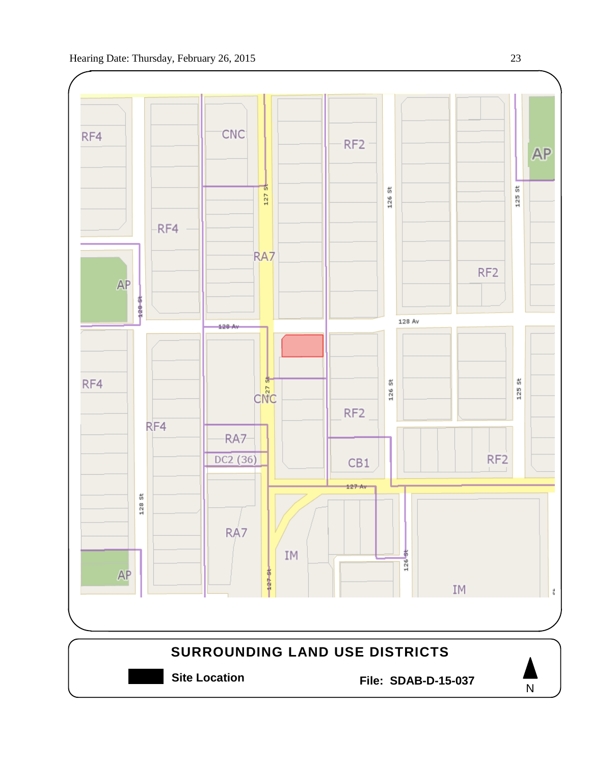**SURROUNDING LAND USE DISTRICTS**

**Site Location** **File: SDAB-D-15-037**

N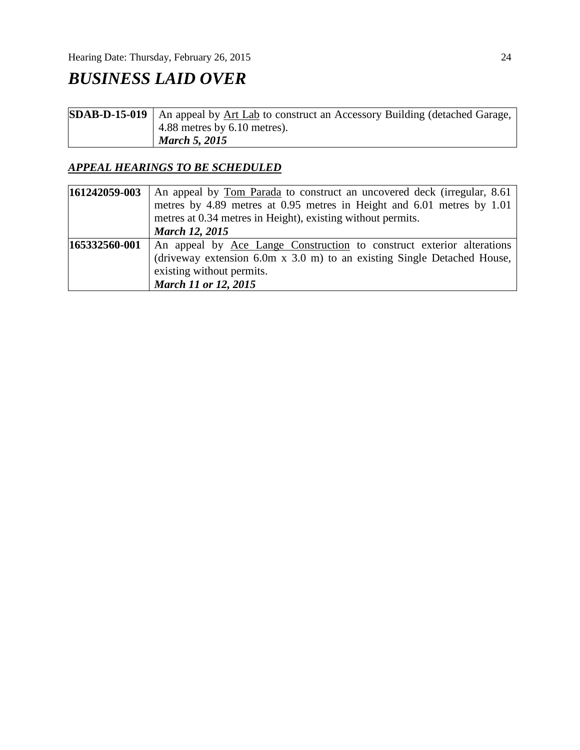# *BUSINESS LAID OVER*

| | |
|---|---|
| **SDAB-D-15-019** | An appeal by Art Lab to construct an Accessory Building (detached Garage, 4.88 metres by 6.10 metres).<br>***March 5, 2015*** |

## ***APPEAL HEARINGS TO BE SCHEDULED***

| | |
|---|---|
| **161242059-003** | An appeal by Tom Parada to construct an uncovered deck (irregular, 8.61 metres by 4.89 metres at 0.95 metres in Height and 6.01 metres by 1.01 metres at 0.34 metres in Height), existing without permits.<br>***March 12, 2015*** |
| **165332560-001** | An appeal by Ace Lange Construction to construct exterior alterations (driveway extension 6.0m x 3.0 m) to an existing Single Detached House, existing without permits.<br>***March 11 or 12, 2015*** |